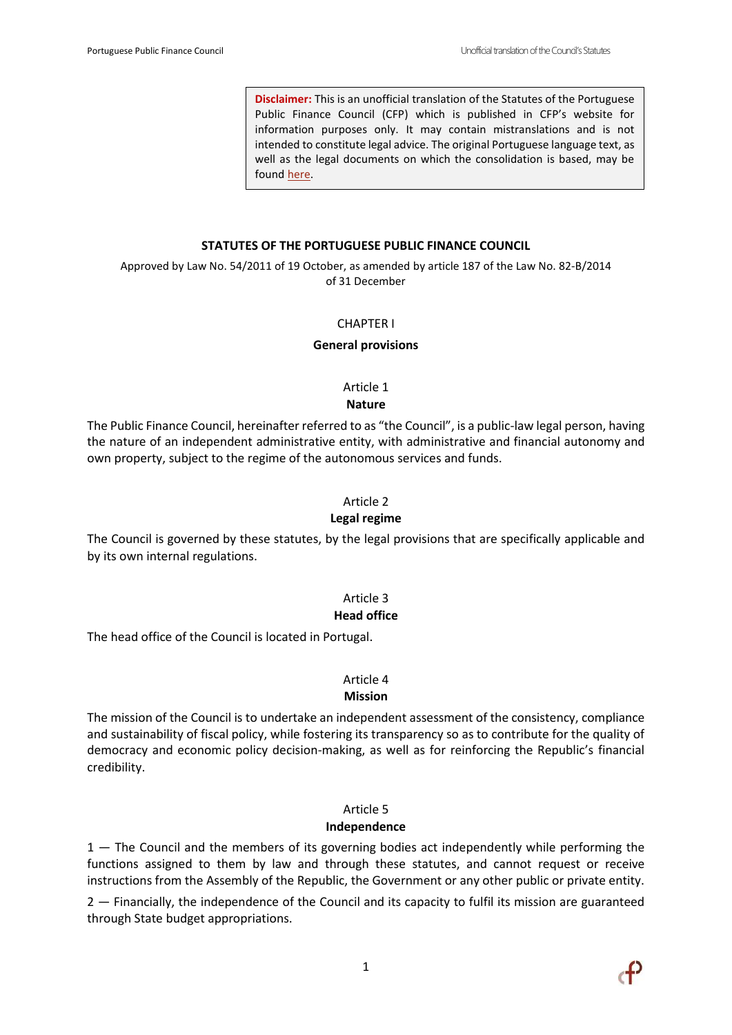> **Disclaimer:** This is an unofficial translation of the Statutes of the Portuguese Public Finance Council (CFP) which is published in CFP's website for information purposes only. It may contain mistranslations and is not intended to constitute legal advice. The original Portuguese language text, as well as the legal documents on which the consolidation is based, may be found here.

# STATUTES OF THE PORTUGUESE PUBLIC FINANCE COUNCIL

Approved by Law No. 54/2011 of 19 October, as amended by article 187 of the Law No. 82-B/2014 of 31 December

## CHAPTER I

## General provisions

### Article 1

### Nature

The Public Finance Council, hereinafter referred to as "the Council", is a public-law legal person, having the nature of an independent administrative entity, with administrative and financial autonomy and own property, subject to the regime of the autonomous services and funds.

### Article 2

### Legal regime

The Council is governed by these statutes, by the legal provisions that are specifically applicable and by its own internal regulations.

### Article 3

### Head office

The head office of the Council is located in Portugal.

### Article 4

### Mission

The mission of the Council is to undertake an independent assessment of the consistency, compliance and sustainability of fiscal policy, while fostering its transparency so as to contribute for the quality of democracy and economic policy decision-making, as well as for reinforcing the Republic's financial credibility.

### Article 5

### Independence

1 — The Council and the members of its governing bodies act independently while performing the functions assigned to them by law and through these statutes, and cannot request or receive instructions from the Assembly of the Republic, the Government or any other public or private entity.

2 — Financially, the independence of the Council and its capacity to fulfil its mission are guaranteed through State budget appropriations.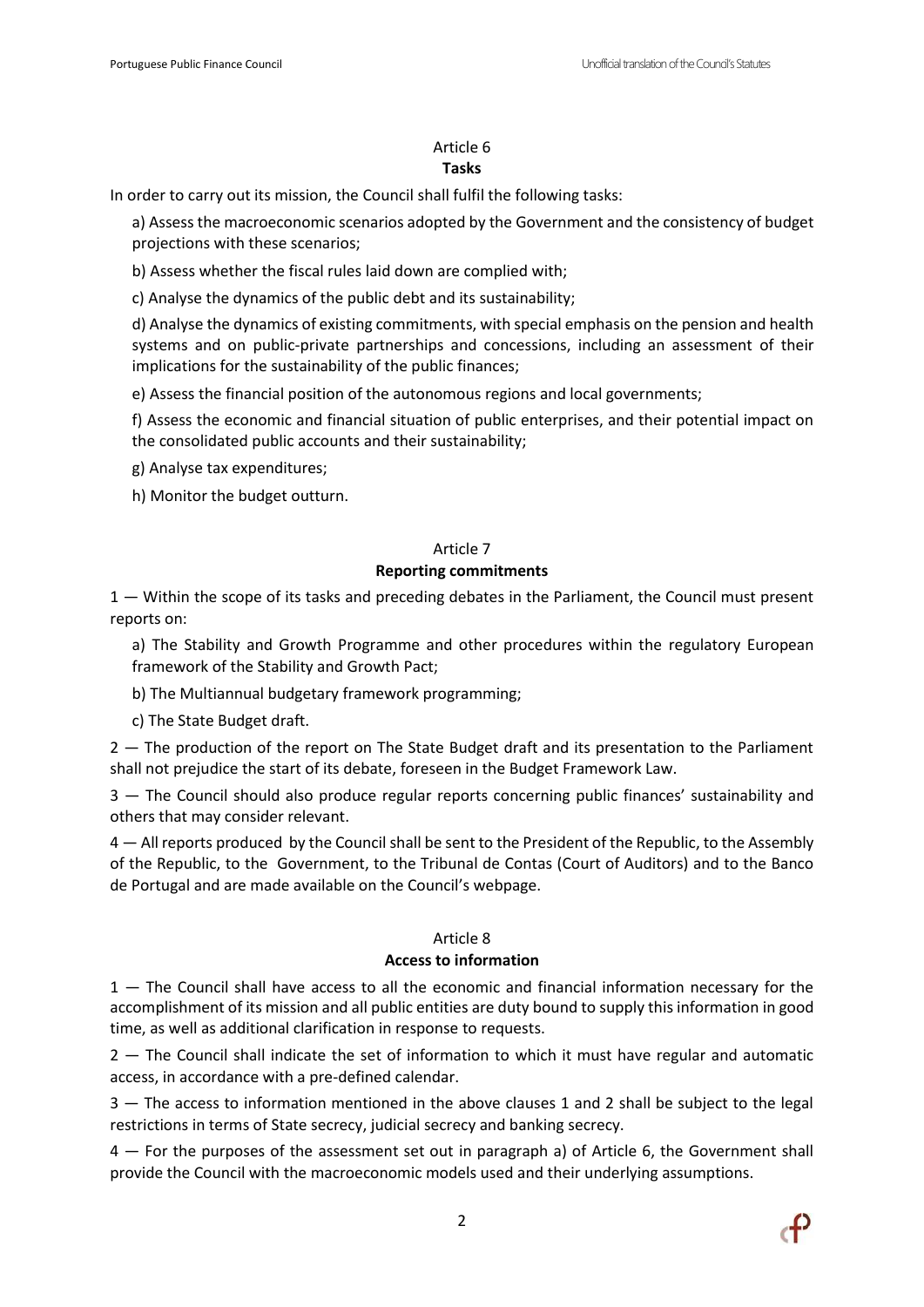## Article 6
### Tasks

In order to carry out its mission, the Council shall fulfil the following tasks:

a) Assess the macroeconomic scenarios adopted by the Government and the consistency of budget projections with these scenarios;

b) Assess whether the fiscal rules laid down are complied with;

c) Analyse the dynamics of the public debt and its sustainability;

d) Analyse the dynamics of existing commitments, with special emphasis on the pension and health systems and on public-private partnerships and concessions, including an assessment of their implications for the sustainability of the public finances;

e) Assess the financial position of the autonomous regions and local governments;

f) Assess the economic and financial situation of public enterprises, and their potential impact on the consolidated public accounts and their sustainability;

g) Analyse tax expenditures;

h) Monitor the budget outturn.

## Article 7
### Reporting commitments

1 — Within the scope of its tasks and preceding debates in the Parliament, the Council must present reports on:

a) The Stability and Growth Programme and other procedures within the regulatory European framework of the Stability and Growth Pact;

b) The Multiannual budgetary framework programming;

c) The State Budget draft.

2 — The production of the report on The State Budget draft and its presentation to the Parliament shall not prejudice the start of its debate, foreseen in the Budget Framework Law.

3 — The Council should also produce regular reports concerning public finances' sustainability and others that may consider relevant.

4 — All reports produced by the Council shall be sent to the President of the Republic, to the Assembly of the Republic, to the Government, to the Tribunal de Contas (Court of Auditors) and to the Banco de Portugal and are made available on the Council's webpage.

## Article 8
### Access to information

1 — The Council shall have access to all the economic and financial information necessary for the accomplishment of its mission and all public entities are duty bound to supply this information in good time, as well as additional clarification in response to requests.

2 — The Council shall indicate the set of information to which it must have regular and automatic access, in accordance with a pre-defined calendar.

3 — The access to information mentioned in the above clauses 1 and 2 shall be subject to the legal restrictions in terms of State secrecy, judicial secrecy and banking secrecy.

4 — For the purposes of the assessment set out in paragraph a) of Article 6, the Government shall provide the Council with the macroeconomic models used and their underlying assumptions.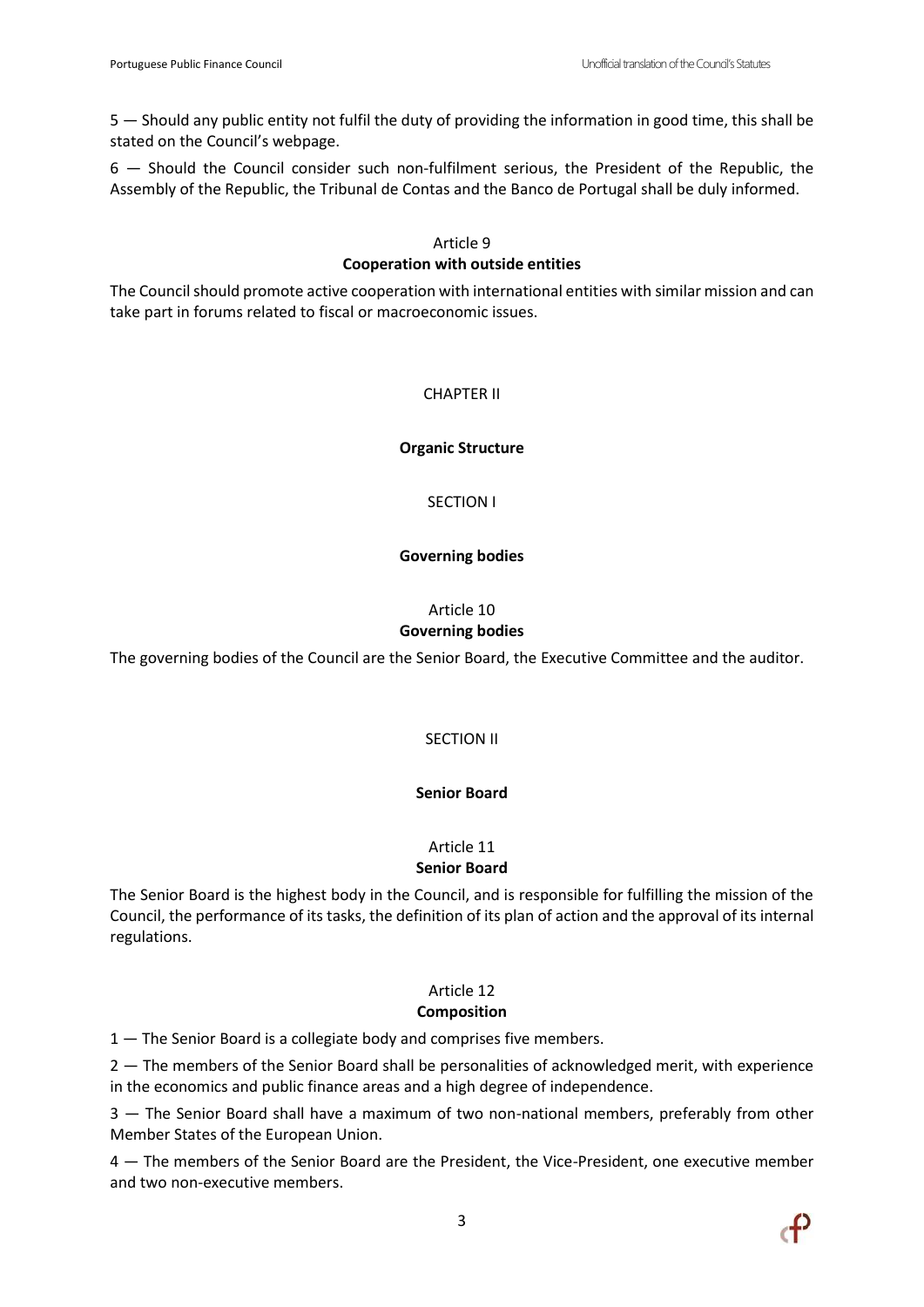5 — Should any public entity not fulfil the duty of providing the information in good time, this shall be stated on the Council's webpage.

6 — Should the Council consider such non-fulfilment serious, the President of the Republic, the Assembly of the Republic, the Tribunal de Contas and the Banco de Portugal shall be duly informed.

### Article 9
### Cooperation with outside entities

The Council should promote active cooperation with international entities with similar mission and can take part in forums related to fiscal or macroeconomic issues.

## CHAPTER II

## Organic Structure

## SECTION I

## Governing bodies

### Article 10
### Governing bodies

The governing bodies of the Council are the Senior Board, the Executive Committee and the auditor.

## SECTION II

## Senior Board

### Article 11
### Senior Board

The Senior Board is the highest body in the Council, and is responsible for fulfilling the mission of the Council, the performance of its tasks, the definition of its plan of action and the approval of its internal regulations.

### Article 12
### Composition

1 — The Senior Board is a collegiate body and comprises five members.

2 — The members of the Senior Board shall be personalities of acknowledged merit, with experience in the economics and public finance areas and a high degree of independence.

3 — The Senior Board shall have a maximum of two non-national members, preferably from other Member States of the European Union.

4 — The members of the Senior Board are the President, the Vice-President, one executive member and two non-executive members.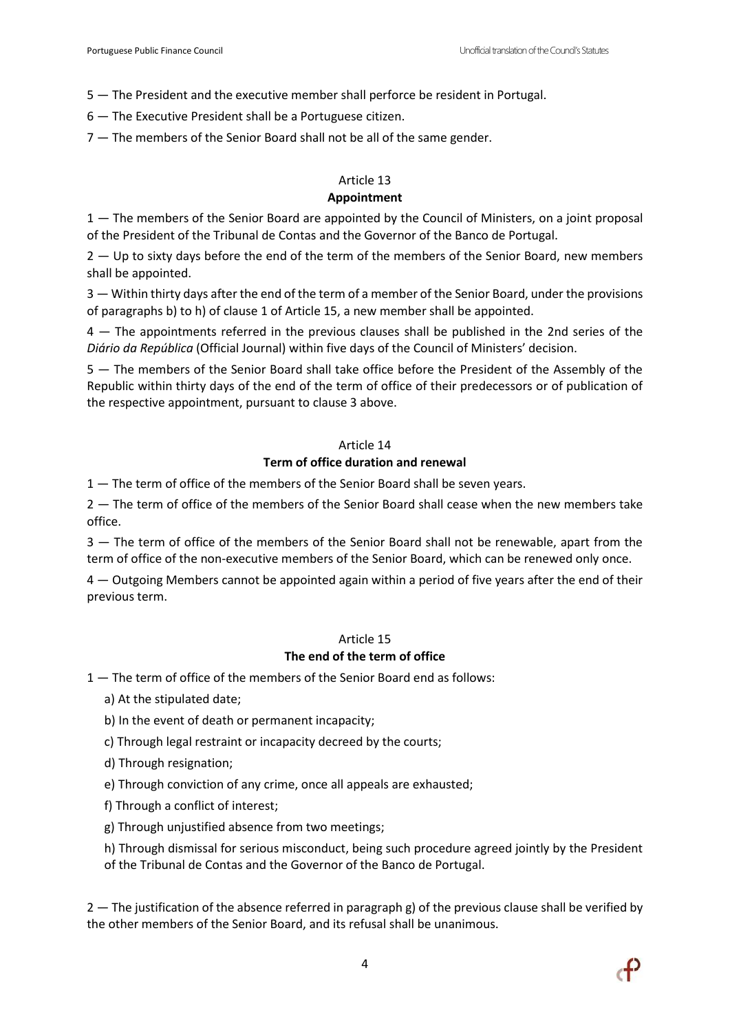5 — The President and the executive member shall perforce be resident in Portugal.

6 — The Executive President shall be a Portuguese citizen.

7 — The members of the Senior Board shall not be all of the same gender.

## Article 13
### Appointment

1 — The members of the Senior Board are appointed by the Council of Ministers, on a joint proposal of the President of the Tribunal de Contas and the Governor of the Banco de Portugal.

2 — Up to sixty days before the end of the term of the members of the Senior Board, new members shall be appointed.

3 — Within thirty days after the end of the term of a member of the Senior Board, under the provisions of paragraphs b) to h) of clause 1 of Article 15, a new member shall be appointed.

4 — The appointments referred in the previous clauses shall be published in the 2nd series of the *Diário da República* (Official Journal) within five days of the Council of Ministers' decision.

5 — The members of the Senior Board shall take office before the President of the Assembly of the Republic within thirty days of the end of the term of office of their predecessors or of publication of the respective appointment, pursuant to clause 3 above.

## Article 14
### Term of office duration and renewal

1 — The term of office of the members of the Senior Board shall be seven years.

2 — The term of office of the members of the Senior Board shall cease when the new members take office.

3 — The term of office of the members of the Senior Board shall not be renewable, apart from the term of office of the non-executive members of the Senior Board, which can be renewed only once.

4 — Outgoing Members cannot be appointed again within a period of five years after the end of their previous term.

## Article 15
### The end of the term of office

1 — The term of office of the members of the Senior Board end as follows:

a) At the stipulated date;

b) In the event of death or permanent incapacity;

c) Through legal restraint or incapacity decreed by the courts;

d) Through resignation;

e) Through conviction of any crime, once all appeals are exhausted;

f) Through a conflict of interest;

g) Through unjustified absence from two meetings;

h) Through dismissal for serious misconduct, being such procedure agreed jointly by the President of the Tribunal de Contas and the Governor of the Banco de Portugal.

2 — The justification of the absence referred in paragraph g) of the previous clause shall be verified by the other members of the Senior Board, and its refusal shall be unanimous.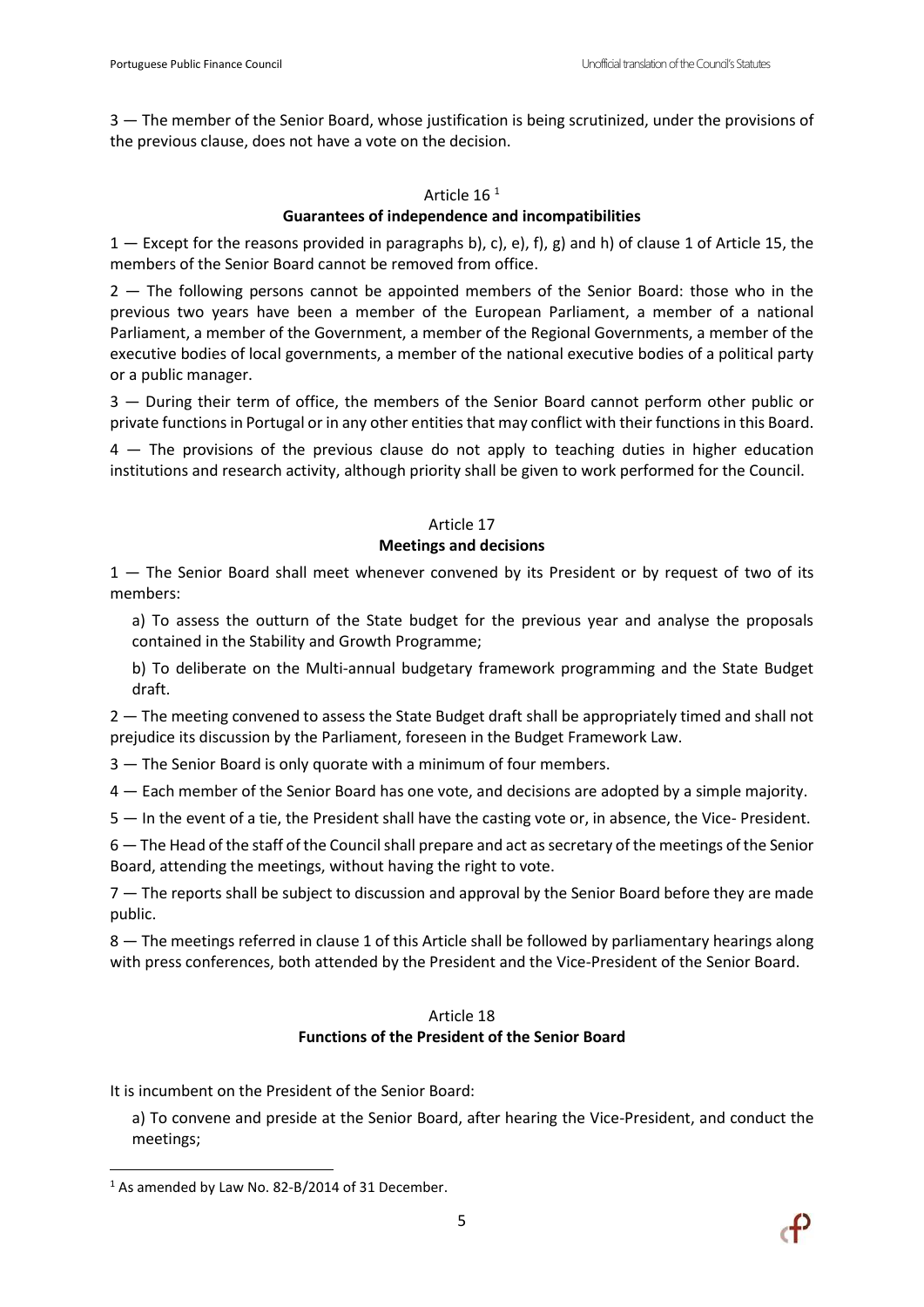3 — The member of the Senior Board, whose justification is being scrutinized, under the provisions of the previous clause, does not have a vote on the decision.

### Article 16 [1]

### Guarantees of independence and incompatibilities

1 — Except for the reasons provided in paragraphs b), c), e), f), g) and h) of clause 1 of Article 15, the members of the Senior Board cannot be removed from office.

2 — The following persons cannot be appointed members of the Senior Board: those who in the previous two years have been a member of the European Parliament, a member of a national Parliament, a member of the Government, a member of the Regional Governments, a member of the executive bodies of local governments, a member of the national executive bodies of a political party or a public manager.

3 — During their term of office, the members of the Senior Board cannot perform other public or private functions in Portugal or in any other entities that may conflict with their functions in this Board.

4 — The provisions of the previous clause do not apply to teaching duties in higher education institutions and research activity, although priority shall be given to work performed for the Council.

### Article 17

### Meetings and decisions

1 — The Senior Board shall meet whenever convened by its President or by request of two of its members:

a) To assess the outturn of the State budget for the previous year and analyse the proposals contained in the Stability and Growth Programme;

b) To deliberate on the Multi-annual budgetary framework programming and the State Budget draft.

2 — The meeting convened to assess the State Budget draft shall be appropriately timed and shall not prejudice its discussion by the Parliament, foreseen in the Budget Framework Law.

3 — The Senior Board is only quorate with a minimum of four members.

4 — Each member of the Senior Board has one vote, and decisions are adopted by a simple majority.

5 — In the event of a tie, the President shall have the casting vote or, in absence, the Vice- President.

6 — The Head of the staff of the Council shall prepare and act as secretary of the meetings of the Senior Board, attending the meetings, without having the right to vote.

7 — The reports shall be subject to discussion and approval by the Senior Board before they are made public.

8 — The meetings referred in clause 1 of this Article shall be followed by parliamentary hearings along with press conferences, both attended by the President and the Vice-President of the Senior Board.

### Article 18

### Functions of the President of the Senior Board

It is incumbent on the President of the Senior Board:

a) To convene and preside at the Senior Board, after hearing the Vice-President, and conduct the meetings;

[1] As amended by Law No. 82-B/2014 of 31 December.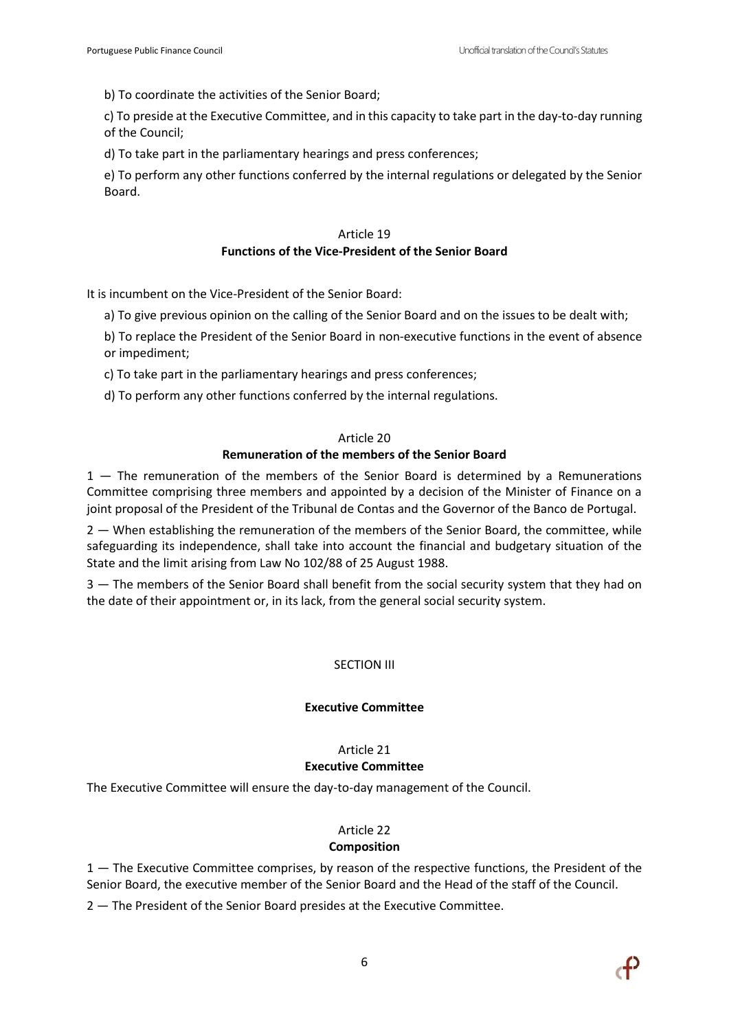b) To coordinate the activities of the Senior Board;

c) To preside at the Executive Committee, and in this capacity to take part in the day-to-day running of the Council;

d) To take part in the parliamentary hearings and press conferences;

e) To perform any other functions conferred by the internal regulations or delegated by the Senior Board.

Article 19

**Functions of the Vice-President of the Senior Board**

It is incumbent on the Vice-President of the Senior Board:

a) To give previous opinion on the calling of the Senior Board and on the issues to be dealt with;

b) To replace the President of the Senior Board in non-executive functions in the event of absence or impediment;

c) To take part in the parliamentary hearings and press conferences;

d) To perform any other functions conferred by the internal regulations.

Article 20

**Remuneration of the members of the Senior Board**

1 — The remuneration of the members of the Senior Board is determined by a Remunerations Committee comprising three members and appointed by a decision of the Minister of Finance on a joint proposal of the President of the Tribunal de Contas and the Governor of the Banco de Portugal.

2 — When establishing the remuneration of the members of the Senior Board, the committee, while safeguarding its independence, shall take into account the financial and budgetary situation of the State and the limit arising from Law No 102/88 of 25 August 1988.

3 — The members of the Senior Board shall benefit from the social security system that they had on the date of their appointment or, in its lack, from the general social security system.

SECTION III

**Executive Committee**

Article 21

**Executive Committee**

The Executive Committee will ensure the day-to-day management of the Council.

Article 22

**Composition**

1 — The Executive Committee comprises, by reason of the respective functions, the President of the Senior Board, the executive member of the Senior Board and the Head of the staff of the Council.

2 — The President of the Senior Board presides at the Executive Committee.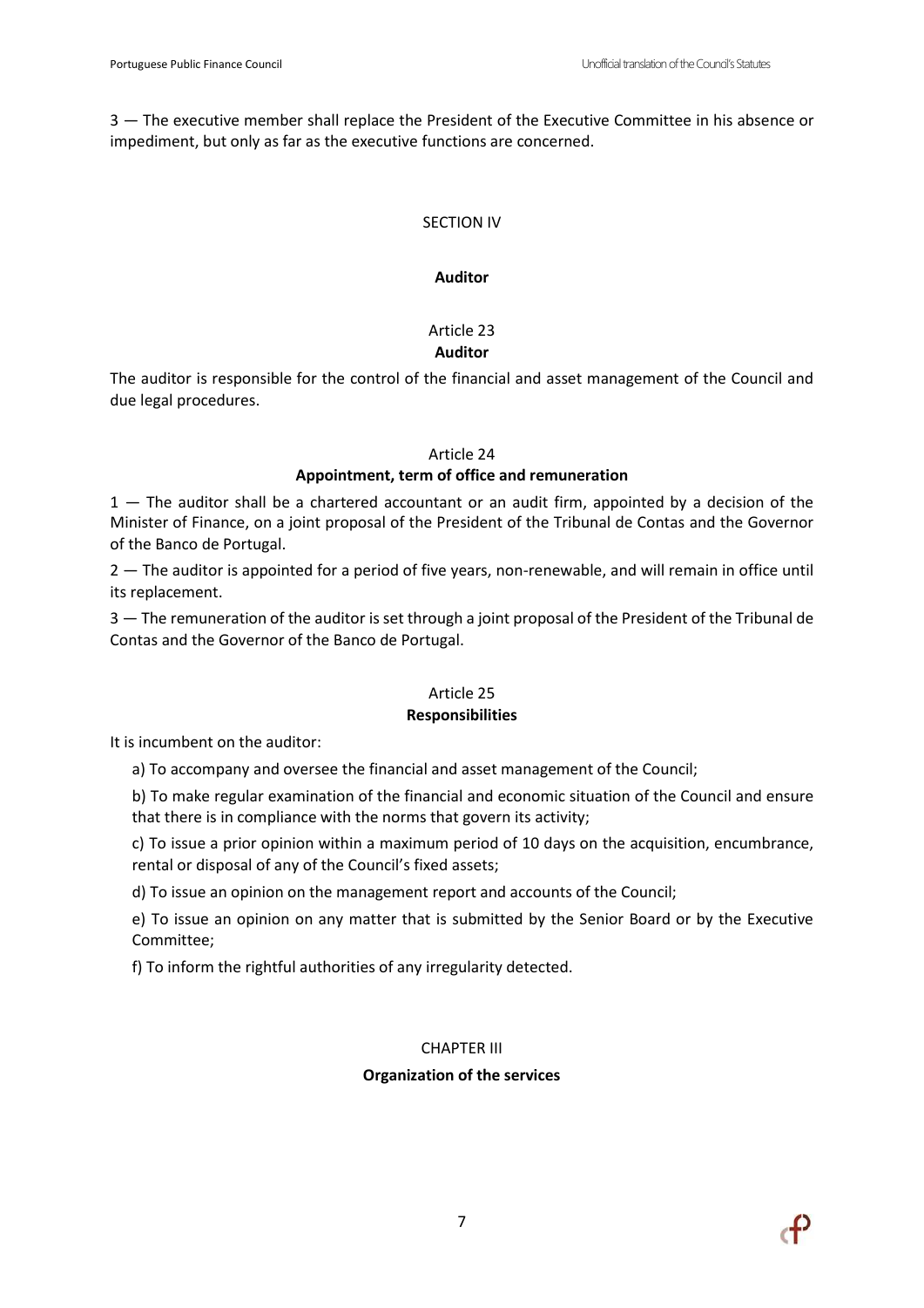3 — The executive member shall replace the President of the Executive Committee in his absence or impediment, but only as far as the executive functions are concerned.

SECTION IV

**Auditor**

Article 23
**Auditor**

The auditor is responsible for the control of the financial and asset management of the Council and due legal procedures.

Article 24
**Appointment, term of office and remuneration**

1 — The auditor shall be a chartered accountant or an audit firm, appointed by a decision of the Minister of Finance, on a joint proposal of the President of the Tribunal de Contas and the Governor of the Banco de Portugal.

2 — The auditor is appointed for a period of five years, non-renewable, and will remain in office until its replacement.

3 — The remuneration of the auditor is set through a joint proposal of the President of the Tribunal de Contas and the Governor of the Banco de Portugal.

Article 25
**Responsibilities**

It is incumbent on the auditor:

a) To accompany and oversee the financial and asset management of the Council;

b) To make regular examination of the financial and economic situation of the Council and ensure that there is in compliance with the norms that govern its activity;

c) To issue a prior opinion within a maximum period of 10 days on the acquisition, encumbrance, rental or disposal of any of the Council's fixed assets;

d) To issue an opinion on the management report and accounts of the Council;

e) To issue an opinion on any matter that is submitted by the Senior Board or by the Executive Committee;

f) To inform the rightful authorities of any irregularity detected.

CHAPTER III

**Organization of the services**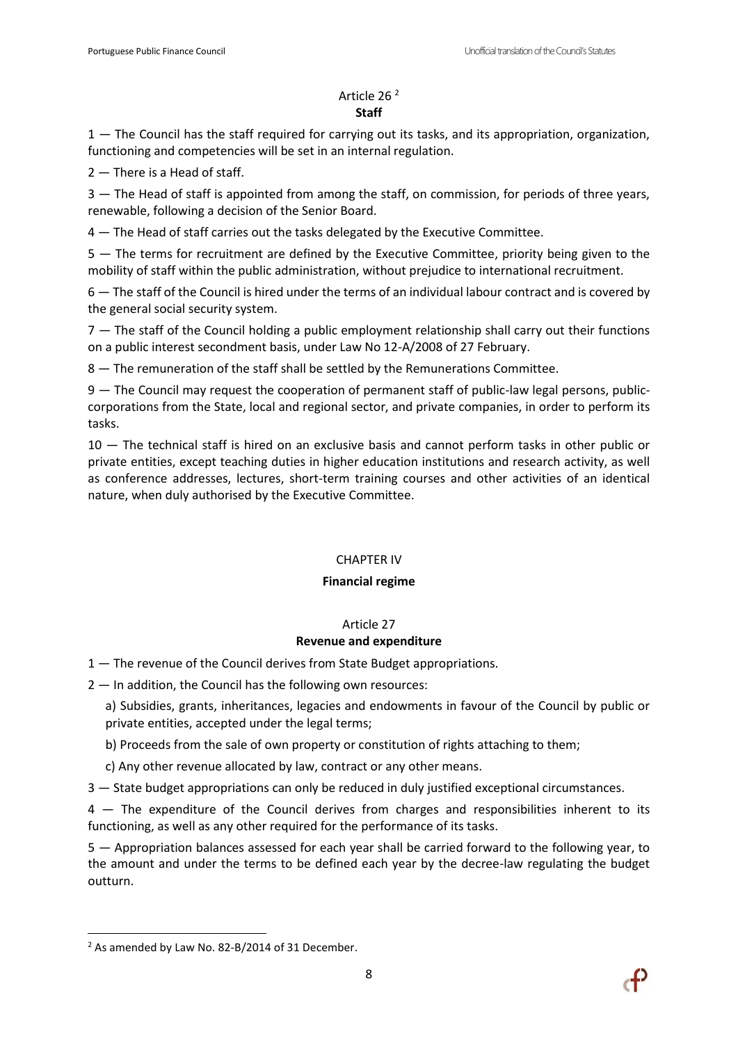### Article 26 [2]
### **Staff**

1 — The Council has the staff required for carrying out its tasks, and its appropriation, organization, functioning and competencies will be set in an internal regulation.

2 — There is a Head of staff.

3 — The Head of staff is appointed from among the staff, on commission, for periods of three years, renewable, following a decision of the Senior Board.

4 — The Head of staff carries out the tasks delegated by the Executive Committee.

5 — The terms for recruitment are defined by the Executive Committee, priority being given to the mobility of staff within the public administration, without prejudice to international recruitment.

6 — The staff of the Council is hired under the terms of an individual labour contract and is covered by the general social security system.

7 — The staff of the Council holding a public employment relationship shall carry out their functions on a public interest secondment basis, under Law No 12-A/2008 of 27 February.

8 — The remuneration of the staff shall be settled by the Remunerations Committee.

9 — The Council may request the cooperation of permanent staff of public-law legal persons, public-corporations from the State, local and regional sector, and private companies, in order to perform its tasks.

10 — The technical staff is hired on an exclusive basis and cannot perform tasks in other public or private entities, except teaching duties in higher education institutions and research activity, as well as conference addresses, lectures, short-term training courses and other activities of an identical nature, when duly authorised by the Executive Committee.

## CHAPTER IV
## **Financial regime**

### Article 27
### **Revenue and expenditure**

1 — The revenue of the Council derives from State Budget appropriations.

2 — In addition, the Council has the following own resources:

a) Subsidies, grants, inheritances, legacies and endowments in favour of the Council by public or private entities, accepted under the legal terms;

b) Proceeds from the sale of own property or constitution of rights attaching to them;

c) Any other revenue allocated by law, contract or any other means.

3 — State budget appropriations can only be reduced in duly justified exceptional circumstances.

4 — The expenditure of the Council derives from charges and responsibilities inherent to its functioning, as well as any other required for the performance of its tasks.

5 — Appropriation balances assessed for each year shall be carried forward to the following year, to the amount and under the terms to be defined each year by the decree-law regulating the budget outturn.

---

[2] As amended by Law No. 82-B/2014 of 31 December.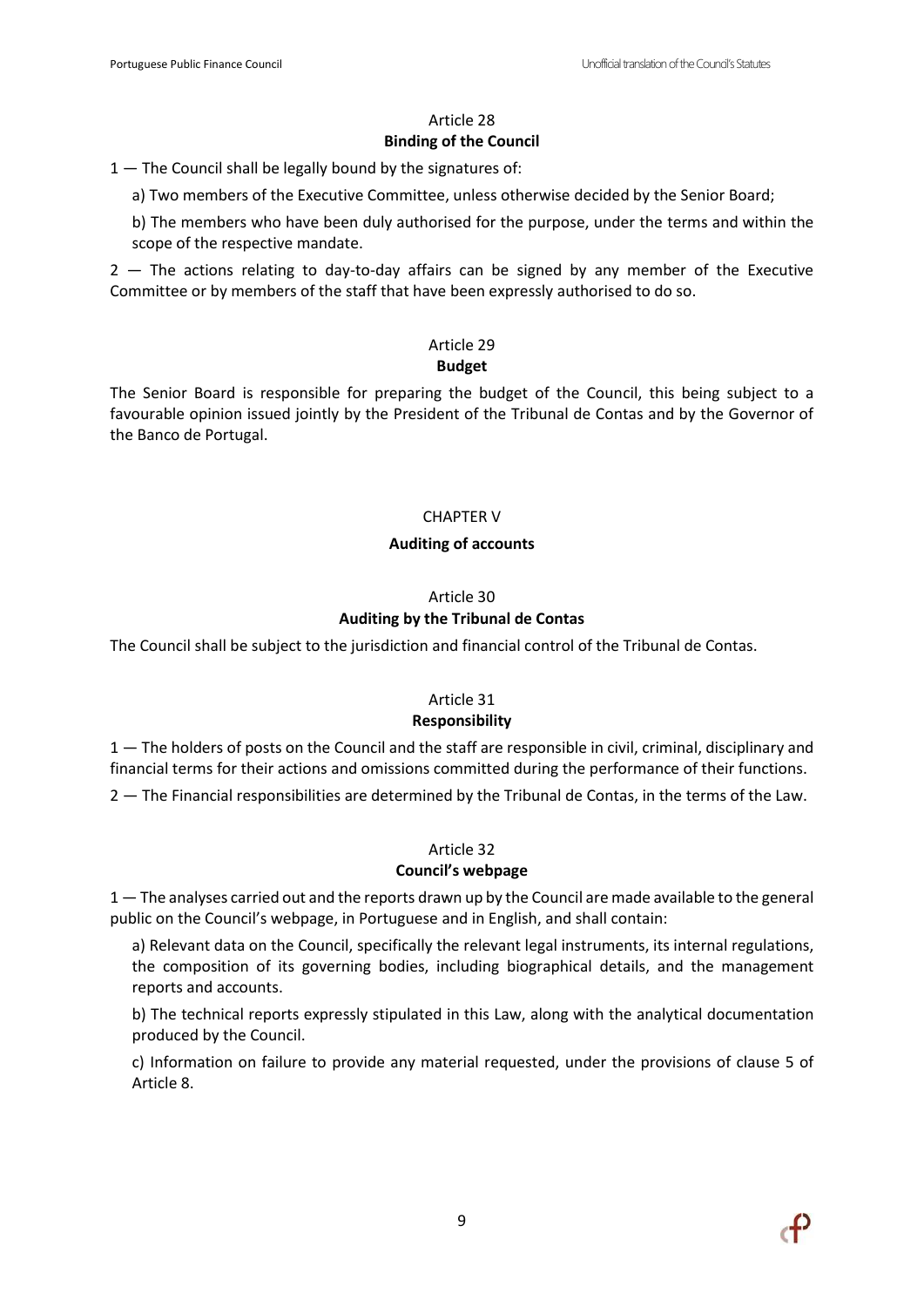### Article 28
**Binding of the Council**

1 — The Council shall be legally bound by the signatures of:

a) Two members of the Executive Committee, unless otherwise decided by the Senior Board;

b) The members who have been duly authorised for the purpose, under the terms and within the scope of the respective mandate.

2 — The actions relating to day-to-day affairs can be signed by any member of the Executive Committee or by members of the staff that have been expressly authorised to do so.

### Article 29
**Budget**

The Senior Board is responsible for preparing the budget of the Council, this being subject to a favourable opinion issued jointly by the President of the Tribunal de Contas and by the Governor of the Banco de Portugal.

## CHAPTER V
**Auditing of accounts**

### Article 30
**Auditing by the Tribunal de Contas**

The Council shall be subject to the jurisdiction and financial control of the Tribunal de Contas.

### Article 31
**Responsibility**

1 — The holders of posts on the Council and the staff are responsible in civil, criminal, disciplinary and financial terms for their actions and omissions committed during the performance of their functions.

2 — The Financial responsibilities are determined by the Tribunal de Contas, in the terms of the Law.

### Article 32
**Council's webpage**

1 — The analyses carried out and the reports drawn up by the Council are made available to the general public on the Council's webpage, in Portuguese and in English, and shall contain:

a) Relevant data on the Council, specifically the relevant legal instruments, its internal regulations, the composition of its governing bodies, including biographical details, and the management reports and accounts.

b) The technical reports expressly stipulated in this Law, along with the analytical documentation produced by the Council.

c) Information on failure to provide any material requested, under the provisions of clause 5 of Article 8.